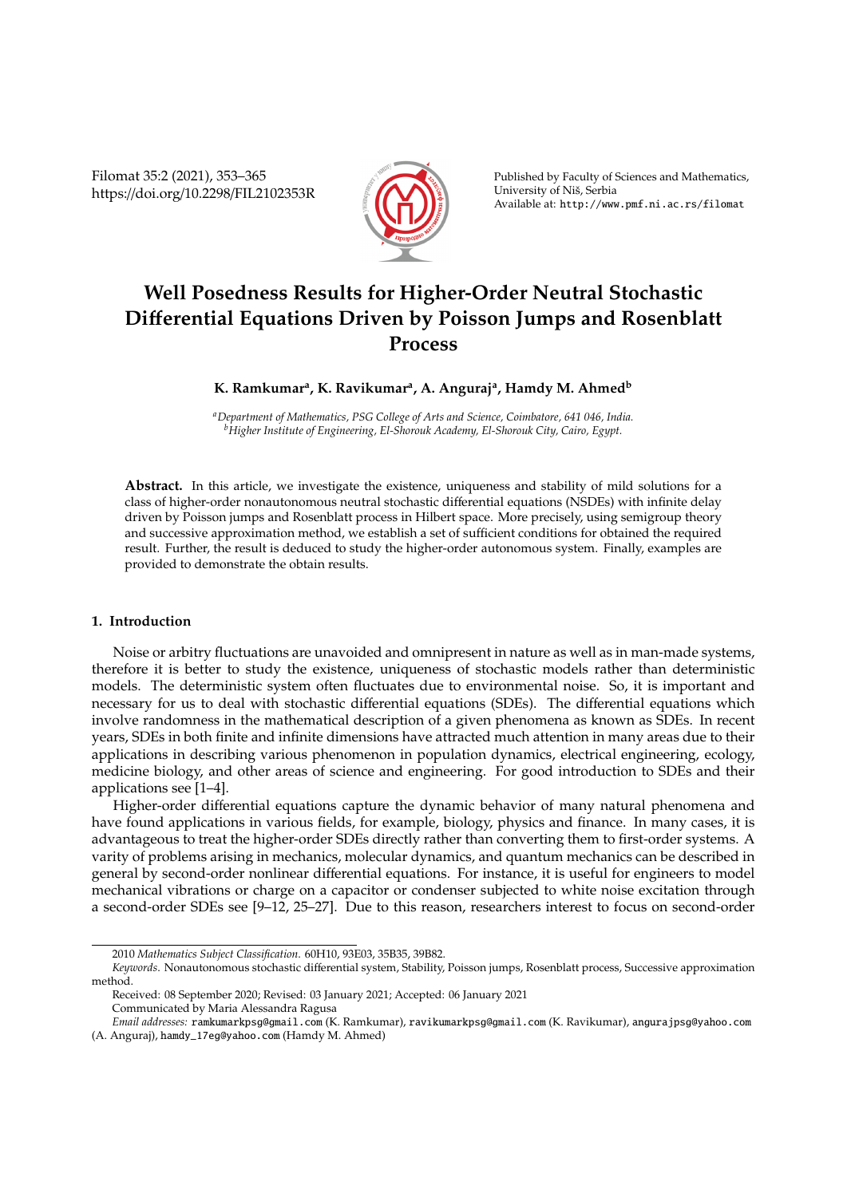Filomat 35:2 (2021), 353–365
https://doi.org/10.2298/FIL2102353R

Published by Faculty of Sciences and Mathematics, University of Niš, Serbia
Available at: http://www.pmf.ni.ac.rs/filomat

# Well Posedness Results for Higher-Order Neutral Stochastic Differential Equations Driven by Poisson Jumps and Rosenblatt Process

**K. Ramkumar[a], K. Ravikumar[a], A. Anguraj[a], Hamdy M. Ahmed[b]**

[a]*Department of Mathematics, PSG College of Arts and Science, Coimbatore, 641 046, India.*
[b]*Higher Institute of Engineering, El-Shorouk Academy, El-Shorouk City, Cairo, Egypt.*

**Abstract.** In this article, we investigate the existence, uniqueness and stability of mild solutions for a class of higher-order nonautonomous neutral stochastic differential equations (NSDEs) with infinite delay driven by Poisson jumps and Rosenblatt process in Hilbert space. More precisely, using semigroup theory and successive approximation method, we establish a set of sufficient conditions for obtained the required result. Further, the result is deduced to study the higher-order autonomous system. Finally, examples are provided to demonstrate the obtain results.

## 1. Introduction

Noise or arbitry fluctuations are unavoided and omnipresent in nature as well as in man-made systems, therefore it is better to study the existence, uniqueness of stochastic models rather than deterministic models. The deterministic system often fluctuates due to environmental noise. So, it is important and necessary for us to deal with stochastic differential equations (SDEs). The differential equations which involve randomness in the mathematical description of a given phenomena as known as SDEs. In recent years, SDEs in both finite and infinite dimensions have attracted much attention in many areas due to their applications in describing various phenomenon in population dynamics, electrical engineering, ecology, medicine biology, and other areas of science and engineering. For good introduction to SDEs and their applications see [1–4].

Higher-order differential equations capture the dynamic behavior of many natural phenomena and have found applications in various fields, for example, biology, physics and finance. In many cases, it is advantageous to treat the higher-order SDEs directly rather than converting them to first-order systems. A varity of problems arising in mechanics, molecular dynamics, and quantum mechanics can be described in general by second-order nonlinear differential equations. For instance, it is useful for engineers to model mechanical vibrations or charge on a capacitor or condenser subjected to white noise excitation through a second-order SDEs see [9–12, 25–27]. Due to this reason, researchers interest to focus on second-order

---

2010 *Mathematics Subject Classification*. 60H10, 93E03, 35B35, 39B82.

*Keywords*. Nonautonomous stochastic differential system, Stability, Poisson jumps, Rosenblatt process, Successive approximation method.

Received: 08 September 2020; Revised: 03 January 2021; Accepted: 06 January 2021

Communicated by Maria Alessandra Ragusa

*Email addresses:* ramkumarkpsg@gmail.com (K. Ramkumar), ravikumarkpsg@gmail.com (K. Ravikumar), angurajpsg@yahoo.com (A. Anguraj), hamdy_17eg@yahoo.com (Hamdy M. Ahmed)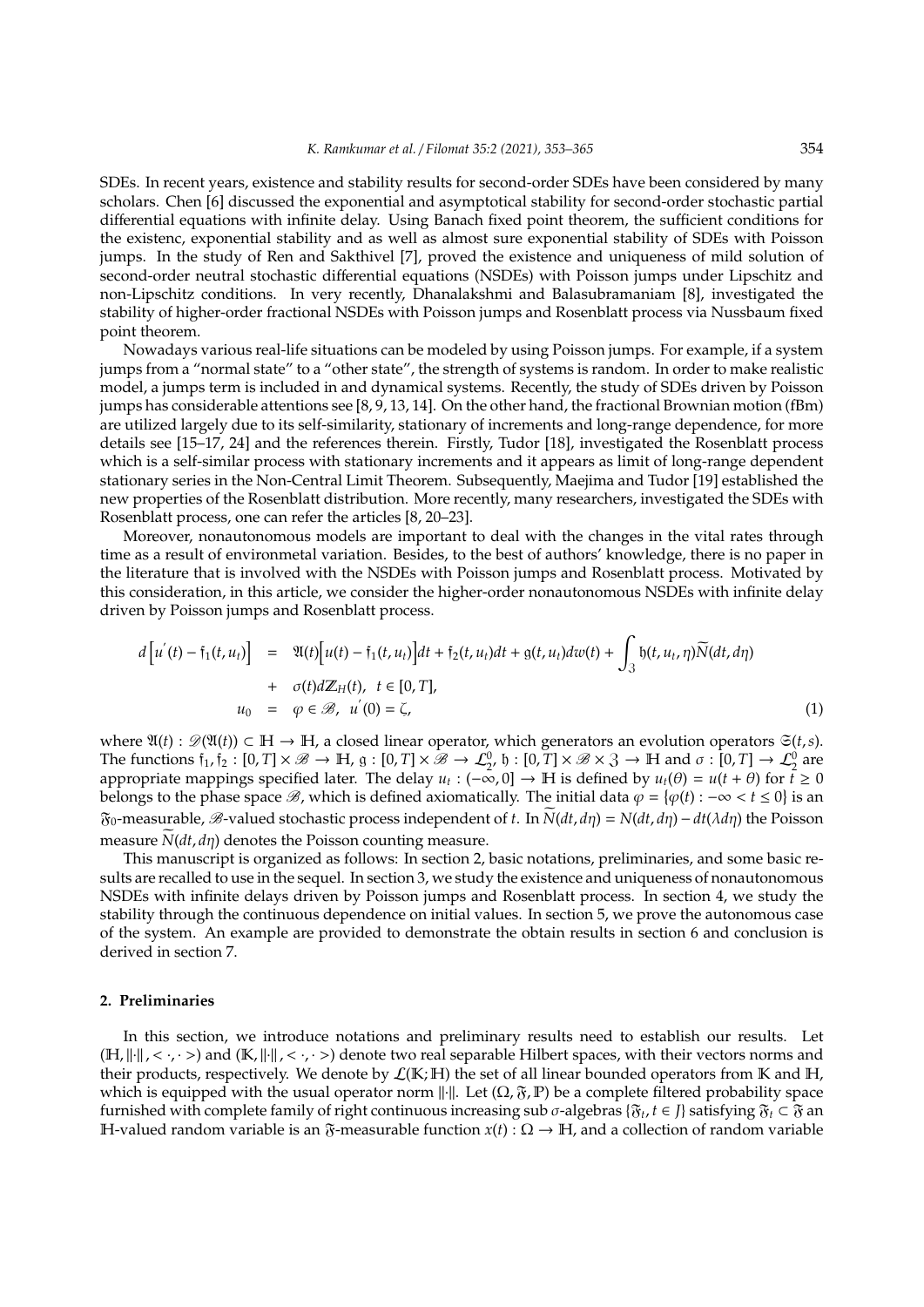SDEs. In recent years, existence and stability results for second-order SDEs have been considered by many scholars. Chen [6] discussed the exponential and asymptotical stability for second-order stochastic partial differential equations with infinite delay. Using Banach fixed point theorem, the sufficient conditions for the existenc, exponential stability and as well as almost sure exponential stability of SDEs with Poisson jumps. In the study of Ren and Sakthivel [7], proved the existence and uniqueness of mild solution of second-order neutral stochastic differential equations (NSDEs) with Poisson jumps under Lipschitz and non-Lipschitz conditions. In very recently, Dhanalakshmi and Balasubramaniam [8], investigated the stability of higher-order fractional NSDEs with Poisson jumps and Rosenblatt process via Nussbaum fixed point theorem.

Nowadays various real-life situations can be modeled by using Poisson jumps. For example, if a system jumps from a "normal state" to a "other state", the strength of systems is random. In order to make realistic model, a jumps term is included in and dynamical systems. Recently, the study of SDEs driven by Poisson jumps has considerable attentions see [8, 9, 13, 14]. On the other hand, the fractional Brownian motion (fBm) are utilized largely due to its self-similarity, stationary of increments and long-range dependence, for more details see [15–17, 24] and the references therein. Firstly, Tudor [18], investigated the Rosenblatt process which is a self-similar process with stationary increments and it appears as limit of long-range dependent stationary series in the Non-Central Limit Theorem. Subsequently, Maejima and Tudor [19] established the new properties of the Rosenblatt distribution. More recently, many researchers, investigated the SDEs with Rosenblatt process, one can refer the articles [8, 20–23].

Moreover, nonautonomous models are important to deal with the changes in the vital rates through time as a result of environmetal variation. Besides, to the best of authors' knowledge, there is no paper in the literature that is involved with the NSDEs with Poisson jumps and Rosenblatt process. Motivated by this consideration, in this article, we consider the higher-order nonautonomous NSDEs with infinite delay driven by Poisson jumps and Rosenblatt process.

$$
\begin{aligned}
d\Big[u^{'}(t)-\mathfrak{f}_1(t,u_t)\Big] &= \mathfrak{A}(t)\Big[u(t)-\mathfrak{f}_1(t,u_t)\Big]dt+\mathfrak{f}_2(t,u_t)dt+\mathfrak{g}(t,u_t)dw(t)+\int_{\mathfrak{Z}}\mathfrak{h}(t,u_t,\eta)\widetilde{N}(dt,d\eta)\\
&+ \sigma(t)d\mathbb{Z}_H(t),\ \ t\in[0,T],\\
u_0 &= \varphi\in\mathscr{B},\ \ u^{'}(0)=\zeta,
\end{aligned}
\tag{1}
$$

where $\mathfrak{A}(t):\mathscr{D}(\mathfrak{A}(t))\subset\mathbb{H}\to\mathbb{H}$, a closed linear operator, which generators an evolution operators $\mathfrak{S}(t,s)$. The functions $\mathfrak{f}_1,\mathfrak{f}_2:[0,T]\times\mathscr{B}\to\mathbb{H}$, $\mathfrak{g}:[0,T]\times\mathscr{B}\to\mathcal{L}_2^0$, $\mathfrak{h}:[0,T]\times\mathscr{B}\times\mathfrak{Z}\to\mathbb{H}$ and $\sigma:[0,T]\to\mathcal{L}_2^0$ are appropriate mappings specified later. The delay $u_t:(-\infty,0]\to\mathbb{H}$ is defined by $u_t(\theta)=u(t+\theta)$ for $t\geq0$ belongs to the phase space $\mathscr{B}$, which is defined axiomatically. The initial data $\varphi=\{\varphi(t):-\infty<t\leq0\}$ is an $\mathfrak{F}_0$-measurable, $\mathscr{B}$-valued stochastic process independent of $t$. In $\widetilde{N}(dt,d\eta)=N(dt,d\eta)-dt(\lambda d\eta)$ the Poisson measure $\widetilde{N}(dt,d\eta)$ denotes the Poisson counting measure.

This manuscript is organized as follows: In section 2, basic notations, preliminaries, and some basic results are recalled to use in the sequel. In section 3, we study the existence and uniqueness of nonautonomous NSDEs with infinite delays driven by Poisson jumps and Rosenblatt process. In section 4, we study the stability through the continuous dependence on initial values. In section 5, we prove the autonomous case of the system. An example are provided to demonstrate the obtain results in section 6 and conclusion is derived in section 7.

## 2. Preliminaries

In this section, we introduce notations and preliminary results need to establish our results. Let $(\mathbb{H},\|\cdot\|,<\cdot,\cdot>)$ and $(\mathbb{K},\|\cdot\|,<\cdot,\cdot>)$ denote two real separable Hilbert spaces, with their vectors norms and their products, respectively. We denote by $\mathcal{L}(\mathbb{K};\mathbb{H})$ the set of all linear bounded operators from $\mathbb{K}$ and $\mathbb{H}$, which is equipped with the usual operator norm $\|\cdot\|$. Let $(\Omega,\mathfrak{F},\mathbb{P})$ be a complete filtered probability space furnished with complete family of right continuous increasing sub $\sigma$-algebras $\{\mathfrak{F}_t, t\in J\}$ satisfying $\mathfrak{F}_t\subset\mathfrak{F}$ an $\mathbb{H}$-valued random variable is an $\mathfrak{F}$-measurable function $x(t):\Omega\to\mathbb{H}$, and a collection of random variable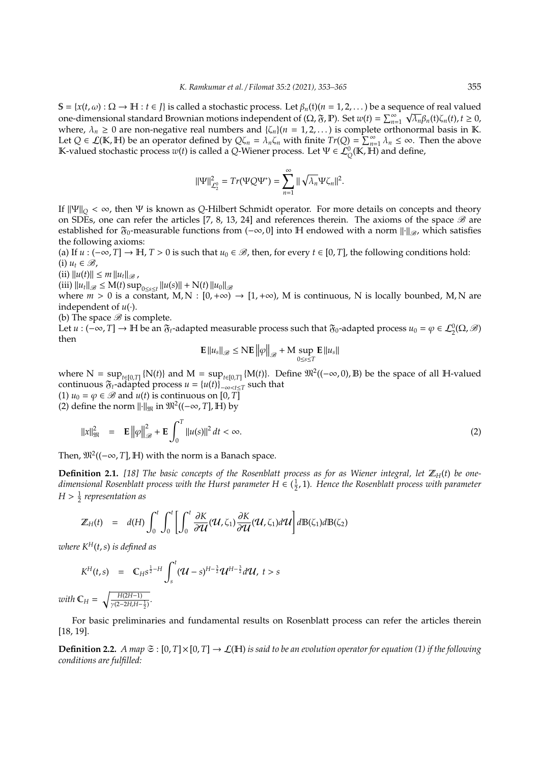$\mathbb{S} = \{x(t,\omega) : \Omega \to \mathbb{H} : t \in J\}$ is called a stochastic process. Let $\beta_n(t)(n = 1, 2, \dots)$ be a sequence of real valued one-dimensional standard Brownian motions independent of $(\Omega, \mathfrak{F}, \mathbb{P})$. Set $w(t) = \sum_{n=1}^{\infty} \sqrt{\lambda_n}\beta_n(t)\zeta_n(t), t \geq 0$, where, $\lambda_n \geq 0$ are non-negative real numbers and $\{\zeta_n\}(n = 1, 2, \dots)$ is complete orthonormal basis in $\mathbb{K}$. Let $Q \in \mathcal{L}(\mathbb{K}, \mathbb{H})$ be an operator defined by $Q\zeta_n = \lambda_n\zeta_n$ with finite $Tr(Q) = \sum_{n=1}^{\infty} \lambda_n \leq \infty$. Then the above $\mathbb{K}$-valued stochastic process $w(t)$ is called a $Q$-Wiener process. Let $\Psi \in \mathcal{L}_Q^0(\mathbb{K}, \mathbb{H})$ and define,

$$\|\Psi\|_{\mathcal{L}_2^0}^2 = Tr(\Psi Q \Psi^*) = \sum_{n=1}^{\infty} \| \sqrt{\lambda_n}\Psi\zeta_n\|^2.$$

If $\|\Psi\|_Q < \infty$, then $\Psi$ is known as $Q$-Hilbert Schmidt operator. For more details on concepts and theory on SDEs, one can refer the articles [7, 8, 13, 24] and references therein. The axioms of the space $\mathscr{B}$ are established for $\mathfrak{F}_0$-measurable functions from $(-\infty, 0]$ into $\mathbb{H}$ endowed with a norm $\|\cdot\|_{\mathscr{B}}$, which satisfies the following axioms:
(a) If $u : (-\infty, T] \to \mathbb{H}, T > 0$ is such that $u_0 \in \mathscr{B}$, then, for every $t \in [0, T]$, the following conditions hold:
(i) $u_t \in \mathscr{B}$,
(ii) $\|u(t)\| \leq m \|u_t\|_{\mathscr{B}}$,
(iii) $\|u_t\|_{\mathscr{B}} \leq \mathrm{M}(t) \sup_{0 \leq s \leq t} \|u(s)\| + \mathrm{N}(t) \|u_0\|_{\mathscr{B}}$
where $m > 0$ is a constant, $\mathrm{M}, \mathrm{N} : [0, +\infty) \to [1, +\infty)$, M is continuous, N is locally bounbed, M, N are independent of $u(\cdot)$.
(b) The space $\mathscr{B}$ is complete.
Let $u : (-\infty, T] \to \mathbb{H}$ be an $\mathfrak{F}_t$-adapted measurable process such that $\mathfrak{F}_0$-adapted process $u_0 = \varphi \in \mathcal{L}_2^0(\Omega, \mathscr{B})$ then

$$\mathbf{E}\|u_s\|_{\mathscr{B}} \leq \mathrm{N}\mathbf{E}\left\|\varphi\right\|_{\mathscr{B}} + \mathrm{M} \sup_{0 \leq s \leq T} \mathbf{E}\|u_s\|$$

where $\mathrm{N} = \sup_{t \in [0,T]} \{\mathrm{N}(t)\}$ and $\mathrm{M} = \sup_{t \in [0,T]} \{\mathrm{M}(t)\}$. Define $\mathfrak{M}^2((-\infty, 0), \mathbb{B})$ be the space of all $\mathbb{H}$-valued continuous $\mathfrak{F}_t$-adapted process $u = \{u(t)\}_{-\infty < t \leq T}$ such that
(1) $u_0 = \varphi \in \mathscr{B}$ and $u(t)$ is continuous on $[0, T]$
(2) define the norm $\|\cdot\|_{\mathfrak{M}}$ in $\mathfrak{M}^2((-\infty, T], \mathbb{H})$ by

$$\|x\|_{\mathfrak{M}}^2 = \mathbf{E}\left\|\varphi\right\|_{\mathscr{B}}^2 + \mathbf{E}\int_0^T \|u(s)\|^2 \, dt < \infty. \tag{2}$$

Then, $\mathfrak{M}^2((-\infty, T], \mathbb{H})$ with the norm is a Banach space.

**Definition 2.1.** *[18] The basic concepts of the Rosenblatt process as for as Wiener integral, let $\mathbb{Z}_H(t)$ be one-dimensional Rosenblatt process with the Hurst parameter $H \in (\frac{1}{2}, 1)$. Hence the Rosenblatt process with parameter $H > \frac{1}{2}$ representation as*

$$\mathbb{Z}_H(t) = d(H) \int_0^t \int_0^t \left[ \int_0^t \frac{\partial K}{\partial \mathcal{U}}(\mathcal{U}, \zeta_1) \frac{\partial K}{\partial \mathcal{U}}(\mathcal{U}, \zeta_1) d\mathcal{U} \right] d\mathbb{B}(\zeta_1) d\mathbb{B}(\zeta_2)$$

*where $K^H(t,s)$ is defined as*

$$K^H(t,s) = \mathbb{C}_H s^{\frac{1}{2}-H} \int_s^t (\mathcal{U} - s)^{H-\frac{3}{2}} \mathcal{U}^{H-\frac{3}{2}} d\mathcal{U}, \ t > s$$

*with $\mathbb{C}_H = \sqrt{\frac{H(2H-1)}{\gamma(2-2H, H-\frac{1}{2})}}$.*

For basic preliminaries and fundamental results on Rosenblatt process can refer the articles therein [18, 19].

**Definition 2.2.** *A map $\mathfrak{S} : [0, T] \times [0, T] \to \mathcal{L}(\mathbb{H})$ is said to be an evolution operator for equation (1) if the following conditions are fulfilled:*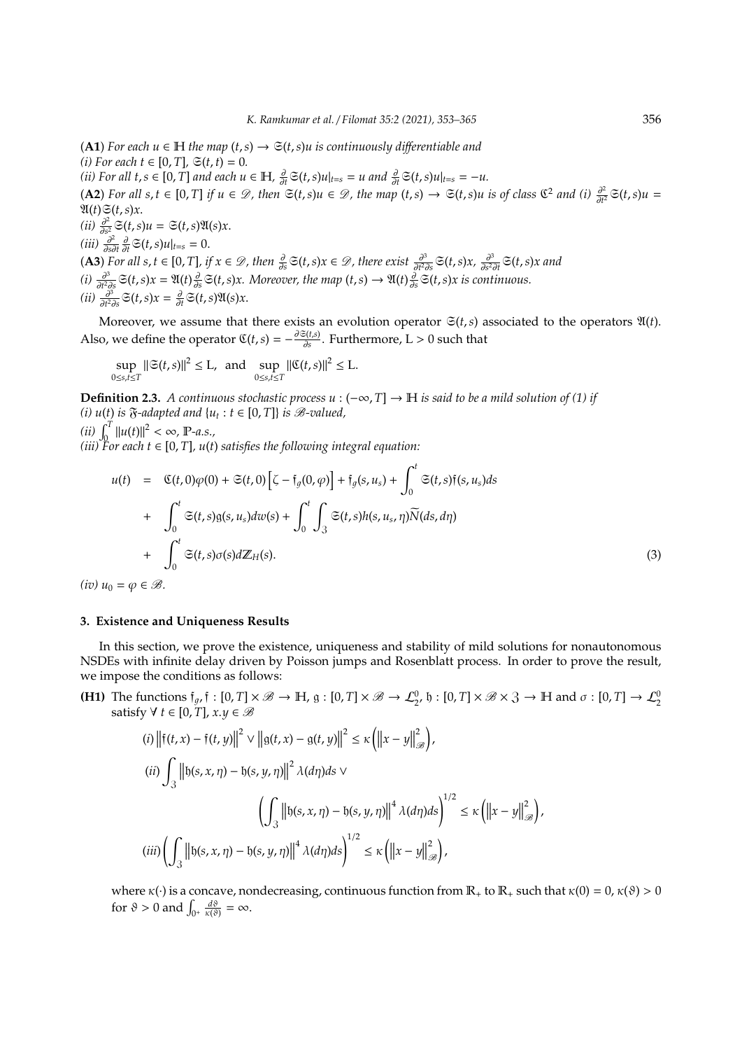(**A1**) *For each $u \in \mathbb{H}$ the map $(t,s) \to \mathfrak{S}(t,s)u$ is continuously differentiable and*
*(i) For each $t \in [0,T]$, $\mathfrak{S}(t,t) = 0$.*
*(ii) For all $t,s \in [0,T]$ and each $u \in \mathbb{H}$, $\frac{\partial}{\partial t}\mathfrak{S}(t,s)u|_{t=s} = u$ and $\frac{\partial}{\partial t}\mathfrak{S}(t,s)u|_{t=s} = -u$.*
(**A2**) *For all $s,t \in [0,T]$ if $u \in \mathscr{D}$, then $\mathfrak{S}(t,s)u \in \mathscr{D}$, the map $(t,s) \to \mathfrak{S}(t,s)u$ is of class $\mathfrak{C}^2$ and (i) $\frac{\partial^2}{\partial t^2}\mathfrak{S}(t,s)u = \mathfrak{A}(t)\mathfrak{S}(t,s)x$.*
*(ii) $\frac{\partial^2}{\partial s^2}\mathfrak{S}(t,s)u = \mathfrak{S}(t,s)\mathfrak{A}(s)x$.*
*(iii) $\frac{\partial^2}{\partial s \partial t}\frac{\partial}{\partial t}\mathfrak{S}(t,s)u|_{t=s} = 0$.*
(**A3**) *For all $s,t \in [0,T]$, if $x \in \mathscr{D}$, then $\frac{\partial}{\partial s}\mathfrak{S}(t,s)x \in \mathscr{D}$, there exist $\frac{\partial^3}{\partial t^2 \partial s}\mathfrak{S}(t,s)x$, $\frac{\partial^3}{\partial s^2 \partial t}\mathfrak{S}(t,s)x$ and*
*(i) $\frac{\partial^3}{\partial t^2 \partial s}\mathfrak{S}(t,s)x = \mathfrak{A}(t)\frac{\partial}{\partial s}\mathfrak{S}(t,s)x$. Moreover, the map $(t,s) \to \mathfrak{A}(t)\frac{\partial}{\partial s}\mathfrak{S}(t,s)x$ is continuous.*
*(ii) $\frac{\partial^3}{\partial t^2 \partial s}\mathfrak{S}(t,s)x = \frac{\partial}{\partial t}\mathfrak{S}(t,s)\mathfrak{A}(s)x$.*

Moreover, we assume that there exists an evolution operator $\mathfrak{S}(t,s)$ associated to the operators $\mathfrak{A}(t)$. Also, we define the operator $\mathfrak{C}(t,s) = -\frac{\partial \mathfrak{S}(t,s)}{\partial s}$. Furthermore, $\mathrm{L} > 0$ such that

$$\sup_{0\le s,t\le T} \|\mathfrak{S}(t,s)\|^2 \le \mathrm{L}, \text{ and } \sup_{0\le s,t\le T} \|\mathfrak{C}(t,s)\|^2 \le \mathrm{L}.$$

**Definition 2.3.** *A continuous stochastic process $u : (-\infty, T] \to \mathbb{H}$ is said to be a mild solution of (1) if*
*(i) $u(t)$ is $\mathfrak{F}$-adapted and $\{u_t : t \in [0,T]\}$ is $\mathscr{B}$-valued,*
*(ii) $\int_0^T \|u(t)\|^2 < \infty$, $\mathbb{P}$-a.s.,*
*(iii) For each $t \in [0,T]$, $u(t)$ satisfies the following integral equation:*

$$\begin{aligned}
u(t) &= \mathfrak{C}(t,0)\varphi(0) + \mathfrak{S}(t,0)\Big[\zeta - \mathfrak{f}_g(0,\varphi)\Big] + \mathfrak{f}_g(s,u_s) + \int_0^t \mathfrak{S}(t,s)\mathfrak{f}(s,u_s)ds \\
&+ \int_0^t \mathfrak{S}(t,s)\mathfrak{g}(s,u_s)dw(s) + \int_0^t \int_{\mathfrak{Z}} \mathfrak{S}(t,s)h(s,u_s,\eta)\widetilde{N}(ds,d\eta) \\
&+ \int_0^t \mathfrak{S}(t,s)\sigma(s)d\mathbb{Z}_H(s). \qquad (3)
\end{aligned}$$

*(iv) $u_0 = \varphi \in \mathscr{B}$.*

## 3. Existence and Uniqueness Results

In this section, we prove the existence, uniqueness and stability of mild solutions for nonautonomous NSDEs with infinite delay driven by Poisson jumps and Rosenblatt process. In order to prove the result, we impose the conditions as follows:

**(H1)** The functions $\mathfrak{f}_g, \mathfrak{f} : [0,T] \times \mathscr{B} \to \mathbb{H}$, $\mathfrak{g} : [0,T] \times \mathscr{B} \to \mathcal{L}_2^0$, $\mathfrak{h} : [0,T] \times \mathscr{B} \times \mathfrak{Z} \to \mathbb{H}$ and $\sigma : [0,T] \to \mathcal{L}_2^0$ satisfy $\forall\, t \in [0,T]$, $x.y \in \mathscr{B}$

$$(i) \left\|\mathfrak{f}(t,x) - \mathfrak{f}(t,y)\right\|^2 \vee \left\|\mathfrak{g}(t,x) - \mathfrak{g}(t,y)\right\|^2 \le \kappa\left(\left\|x-y\right\|_{\mathscr{B}}^2\right),$$

$$(ii) \int_{\mathfrak{Z}} \left\|\mathfrak{h}(s,x,\eta) - \mathfrak{h}(s,y,\eta)\right\|^2 \lambda(d\eta)ds \vee \left(\int_{\mathfrak{Z}} \left\|\mathfrak{h}(s,x,\eta) - \mathfrak{h}(s,y,\eta)\right\|^4 \lambda(d\eta)ds\right)^{1/2} \le \kappa\left(\left\|x-y\right\|_{\mathscr{B}}^2\right),$$

$$(iii) \left(\int_{\mathfrak{Z}} \left\|\mathfrak{h}(s,x,\eta) - \mathfrak{h}(s,y,\eta)\right\|^4 \lambda(d\eta)ds\right)^{1/2} \le \kappa\left(\left\|x-y\right\|_{\mathscr{B}}^2\right),$$

where $\kappa(\cdot)$ is a concave, nondecreasing, continuous function from $\mathbb{R}_+$ to $\mathbb{R}_+$ such that $\kappa(0) = 0$, $\kappa(\vartheta) > 0$ for $\vartheta > 0$ and $\int_{0^+} \frac{d\vartheta}{\kappa(\vartheta)} = \infty$.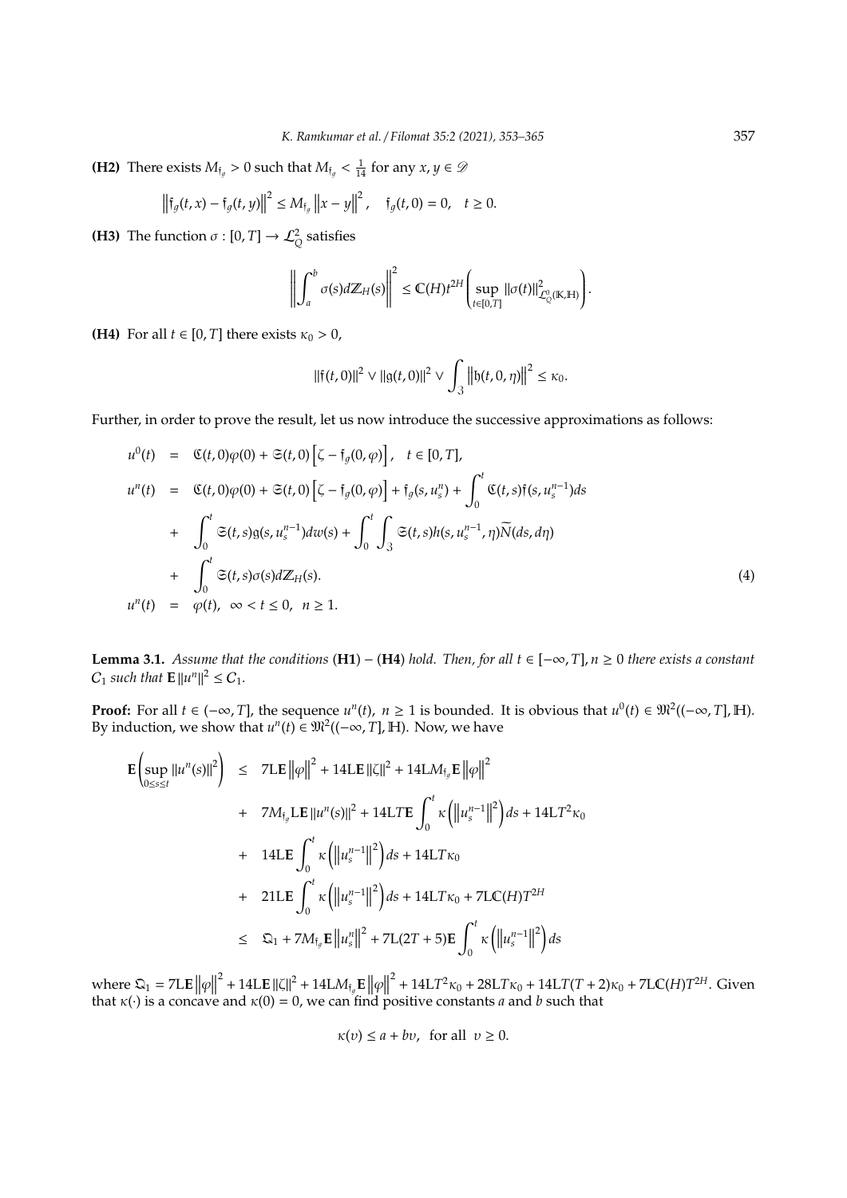**(H2)** There exists $M_{\mathfrak{f}_g} > 0$ such that $M_{\mathfrak{f}_g} < \frac{1}{14}$ for any $x, y \in \mathscr{D}$

$$\left\|\mathfrak{f}_g(t,x) - \mathfrak{f}_g(t,y)\right\|^2 \leq M_{\mathfrak{f}_g}\left\|x - y\right\|^2, \quad \mathfrak{f}_g(t,0) = 0, \quad t \geq 0.$$

**(H3)** The function $\sigma : [0,T] \to \mathcal{L}_Q^2$ satisfies

$$\left\|\int_a^b \sigma(s) d\mathbb{Z}_H(s)\right\|^2 \leq \mathbb{C}(H) t^{2H}\left(\sup_{t\in[0,T]}\|\sigma(t)\|^2_{\mathcal{L}_Q^0(\mathbb{K},\mathbb{H})}\right).$$

**(H4)** For all $t \in [0,T]$ there exists $\kappa_0 > 0$,

$$\|\mathfrak{f}(t,0)\|^2 \vee \|\mathfrak{g}(t,0)\|^2 \vee \int_{\mathfrak{Z}}\left\|\mathfrak{h}(t,0,\eta)\right\|^2 \leq \kappa_0.$$

Further, in order to prove the result, let us now introduce the successive approximations as follows:

$$\begin{aligned}
u^0(t) &= \mathfrak{C}(t,0)\varphi(0) + \mathfrak{S}(t,0)\left[\zeta - \mathfrak{f}_g(0,\varphi)\right], \quad t \in [0,T], \\
u^n(t) &= \mathfrak{C}(t,0)\varphi(0) + \mathfrak{S}(t,0)\left[\zeta - \mathfrak{f}_g(0,\varphi)\right] + \mathfrak{f}_g(s,u_s^n) + \int_0^t \mathfrak{C}(t,s)\mathfrak{f}(s,u_s^{n-1})ds \\
&+ \int_0^t \mathfrak{S}(t,s)\mathfrak{g}(s,u_s^{n-1})dw(s) + \int_0^t\int_{\mathfrak{Z}} \mathfrak{S}(t,s)h(s,u_s^{n-1},\eta)\widetilde{N}(ds,d\eta) \\
&+ \int_0^t \mathfrak{S}(t,s)\sigma(s)d\mathbb{Z}_H(s). \qquad (4)\\
u^n(t) &= \varphi(t), \quad \infty < t \leq 0, \quad n \geq 1.
\end{aligned}$$

**Lemma 3.1.** *Assume that the conditions* (**H1**) − (**H4**) *hold. Then, for all $t \in [-\infty, T]$, $n \geq 0$ there exists a constant $C_1$ such that $\mathbf{E}\|u^n\|^2 \leq C_1$.*

**Proof:** For all $t \in (-\infty, T]$, the sequence $u^n(t)$, $n \geq 1$ is bounded. It is obvious that $u^0(t) \in \mathfrak{M}^2((-\infty,T],\mathbb{H})$. By induction, we show that $u^n(t) \in \mathfrak{M}^2((-\infty,T],\mathbb{H})$. Now, we have

$$\begin{aligned}
\mathbf{E}\left(\sup_{0\leq s\leq t}\|u^n(s)\|^2\right) &\leq 7\mathrm{L}\mathbf{E}\left\|\varphi\right\|^2 + 14\mathrm{L}\mathbf{E}\|\zeta\|^2 + 14\mathrm{L}M_{\mathfrak{f}_g}\mathbf{E}\left\|\varphi\right\|^2 \\
&+ 7M_{\mathfrak{f}_g}\mathrm{L}\mathbf{E}\|u^n(s)\|^2 + 14\mathrm{L}T\mathbf{E}\int_0^t \kappa\left(\left\|u_s^{n-1}\right\|^2\right)ds + 14\mathrm{L}T^2\kappa_0 \\
&+ 14\mathrm{L}\mathbf{E}\int_0^t \kappa\left(\left\|u_s^{n-1}\right\|^2\right)ds + 14\mathrm{L}T\kappa_0 \\
&+ 21\mathrm{L}\mathbf{E}\int_0^t \kappa\left(\left\|u_s^{n-1}\right\|^2\right)ds + 14\mathrm{L}T\kappa_0 + 7\mathrm{L}\mathbb{C}(H)T^{2H} \\
&\leq \mathfrak{Q}_1 + 7M_{\mathfrak{f}_g}\mathbf{E}\left\|u_s^n\right\|^2 + 7\mathrm{L}(2T+5)\mathbf{E}\int_0^t \kappa\left(\left\|u_s^{n-1}\right\|^2\right)ds
\end{aligned}$$

where $\mathfrak{Q}_1 = 7\mathrm{L}\mathbf{E}\left\|\varphi\right\|^2 + 14\mathrm{L}\mathbf{E}\|\zeta\|^2 + 14\mathrm{L}M_{\mathfrak{f}_g}\mathbf{E}\left\|\varphi\right\|^2 + 14\mathrm{L}T^2\kappa_0 + 28\mathrm{L}T\kappa_0 + 14\mathrm{L}T(T+2)\kappa_0 + 7\mathrm{L}\mathbb{C}(H)T^{2H}$. Given that $\kappa(\cdot)$ is a concave and $\kappa(0) = 0$, we can find positive constants $a$ and $b$ such that

$$\kappa(\upsilon) \leq a + b\upsilon, \quad \text{for all } \upsilon \geq 0.$$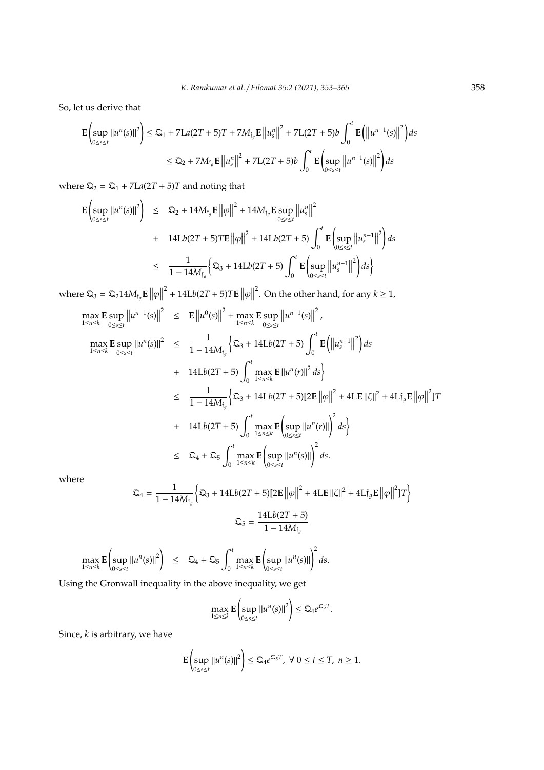So, let us derive that

$$
\begin{aligned}
\mathbf{E}\left(\sup_{0\le s\le t}\|u^n(s)\|^2\right) &\le \mathfrak{Q}_1 + 7\mathrm{L}a(2T+5)T + 7M_{\mathfrak{f}_g}\mathbf{E}\left\|u^n_s\right\|^2 + 7\mathrm{L}(2T+5)b\int_0^t \mathbf{E}\left(\left\|u^{n-1}(s)\right\|^2\right)ds \\
&\le \mathfrak{Q}_2 + 7M_{\mathfrak{f}_g}\mathbf{E}\left\|u^n_s\right\|^2 + 7\mathrm{L}(2T+5)b\int_0^t \mathbf{E}\left(\sup_{0\le s\le t}\left\|u^{n-1}(s)\right\|^2\right)ds
\end{aligned}
$$

where $\mathfrak{Q}_2 = \mathfrak{Q}_1 + 7\mathrm{L}a(2T+5)T$ and noting that

$$
\begin{aligned}
\mathbf{E}\left(\sup_{0\le s\le t}\|u^n(s)\|^2\right) &\le \mathfrak{Q}_2 + 14M_{\mathfrak{f}_g}\mathbf{E}\left\|\varphi\right\|^2 + 14M_{\mathfrak{f}_g}\mathbf{E}\sup_{0\le s\le t}\left\|u^n_s\right\|^2 \\
&+ 14\mathrm{L}b(2T+5)T\mathbf{E}\left\|\varphi\right\|^2 + 14\mathrm{L}b(2T+5)\int_0^t \mathbf{E}\left(\sup_{0\le s\le t}\left\|u^{n-1}_s\right\|^2\right)ds \\
&\le \frac{1}{1-14M_{\mathfrak{f}_g}}\left\{\mathfrak{Q}_3 + 14\mathrm{L}b(2T+5)\int_0^t \mathbf{E}\left(\sup_{0\le s\le t}\left\|u^{n-1}_s\right\|^2\right)ds\right\}
\end{aligned}
$$

where $\mathfrak{Q}_3 = \mathfrak{Q}_2 14M_{\mathfrak{f}_g}\mathbf{E}\left\|\varphi\right\|^2 + 14\mathrm{L}b(2T+5)T\mathbf{E}\left\|\varphi\right\|^2$. On the other hand, for any $k \ge 1$,

$$
\begin{aligned}
\max_{1\le n\le k}\mathbf{E}\sup_{0\le s\le t}\left\|u^{n-1}(s)\right\|^2 &\le \mathbf{E}\left\|u^0(s)\right\|^2 + \max_{1\le n\le k}\mathbf{E}\sup_{0\le s\le t}\left\|u^{n-1}(s)\right\|^2, \\
\max_{1\le n\le k}\mathbf{E}\sup_{0\le s\le t}\|u^n(s)\|^2 &\le \frac{1}{1-14M_{\mathfrak{f}_g}}\left\{\mathfrak{Q}_3 + 14\mathrm{L}b(2T+5)\int_0^t \mathbf{E}\left(\left\|u^{n-1}_s\right\|^2\right)ds\right. \\
&+ \left. 14\mathrm{L}b(2T+5)\int_0^t \max_{1\le n\le k}\mathbf{E}\|u^n(r)\|^2 ds\right\} \\
&\le \frac{1}{1-14M_{\mathfrak{f}_g}}\left\{\mathfrak{Q}_3 + 14\mathrm{L}b(2T+5)[2\mathbf{E}\left\|\varphi\right\|^2 + 4\mathrm{L}\mathbf{E}\|\zeta\|^2 + 4\mathrm{L}\mathfrak{f}_g\mathbf{E}\left\|\varphi\right\|^2]T\right. \\
&+ \left. 14\mathrm{L}b(2T+5)\int_0^t \max_{1\le n\le k}\mathbf{E}\left(\sup_{0\le s\le t}\|u^n(r)\|\right)^2 ds\right\} \\
&\le \mathfrak{Q}_4 + \mathfrak{Q}_5\int_0^t \max_{1\le n\le k}\mathbf{E}\left(\sup_{0\le s\le t}\|u^n(s)\|\right)^2 ds.
\end{aligned}
$$

where

$$
\mathfrak{Q}_4 = \frac{1}{1-14M_{\mathfrak{f}_g}}\left\{\mathfrak{Q}_3 + 14\mathrm{L}b(2T+5)[2\mathbf{E}\left\|\varphi\right\|^2 + 4\mathrm{L}\mathbf{E}\|\zeta\|^2 + 4\mathrm{L}\mathfrak{f}_g\mathbf{E}\left\|\varphi\right\|^2]T\right\}
$$

$$
\mathfrak{Q}_5 = \frac{14\mathrm{L}b(2T+5)}{1-14M_{\mathfrak{f}_g}}
$$

$$
\max_{1\le n\le k}\mathbf{E}\left(\sup_{0\le s\le t}\|u^n(s)\|^2\right) \le \mathfrak{Q}_4 + \mathfrak{Q}_5\int_0^t \max_{1\le n\le k}\mathbf{E}\left(\sup_{0\le s\le t}\|u^n(s)\|\right)^2 ds.
$$

Using the Gronwall inequality in the above inequality, we get

$$
\max_{1\le n\le k}\mathbf{E}\left(\sup_{0\le s\le t}\|u^n(s)\|^2\right) \le \mathfrak{Q}_4 e^{\mathfrak{Q}_5 T}.
$$

Since, $k$ is arbitrary, we have

$$
\mathbf{E}\left(\sup_{0\le s\le t}\|u^n(s)\|^2\right) \le \mathfrak{Q}_4 e^{\mathfrak{Q}_5 T},\ \forall\ 0\le t\le T,\ n\ge 1.
$$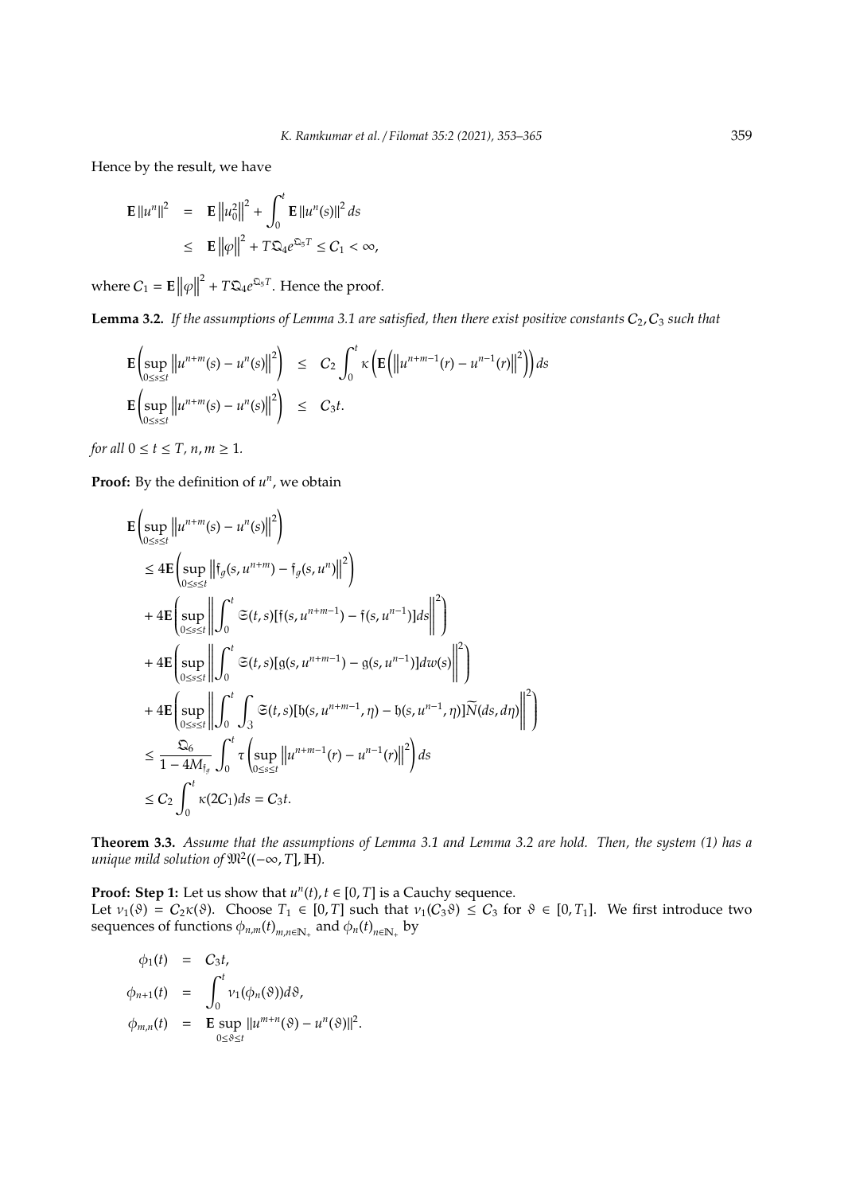Hence by the result, we have

$$
\begin{aligned}
\mathbf{E}\|u^n\|^2 &= \mathbf{E}\left\|u_0^2\right\|^2 + \int_0^t \mathbf{E}\|u^n(s)\|^2 ds \\
&\leq \mathbf{E}\left\|\varphi\right\|^2 + T\mathfrak{Q}_4 e^{\mathfrak{Q}_5 T} \leq C_1 < \infty,
\end{aligned}
$$

where $C_1 = \mathbf{E}\left\|\varphi\right\|^2 + T\mathfrak{Q}_4 e^{\mathfrak{Q}_5 T}$. Hence the proof.

**Lemma 3.2.** *If the assumptions of Lemma 3.1 are satisfied, then there exist positive constants $C_2, C_3$ such that*

$$
\begin{aligned}
\mathbf{E}\left(\sup_{0\leq s\leq t}\left\|u^{n+m}(s) - u^n(s)\right\|^2\right) &\leq C_2\int_0^t \kappa\left(\mathbf{E}\left(\left\|u^{n+m-1}(r) - u^{n-1}(r)\right\|^2\right)\right) ds \\
\mathbf{E}\left(\sup_{0\leq s\leq t}\left\|u^{n+m}(s) - u^n(s)\right\|^2\right) &\leq C_3 t.
\end{aligned}
$$

*for all $0 \leq t \leq T$, $n, m \geq 1$.*

**Proof:** By the definition of $u^n$, we obtain

$$
\begin{aligned}
&\mathbf{E}\left(\sup_{0\leq s\leq t}\left\|u^{n+m}(s) - u^n(s)\right\|^2\right) \\
&\leq 4\mathbf{E}\left(\sup_{0\leq s\leq t}\left\|\mathfrak{f}_g(s, u^{n+m}) - \mathfrak{f}_g(s, u^n)\right\|^2\right) \\
&+ 4\mathbf{E}\left(\sup_{0\leq s\leq t}\left\|\int_0^t \mathfrak{S}(t,s)[\mathfrak{f}(s, u^{n+m-1}) - \mathfrak{f}(s, u^{n-1})]ds\right\|^2\right) \\
&+ 4\mathbf{E}\left(\sup_{0\leq s\leq t}\left\|\int_0^t \mathfrak{S}(t,s)[\mathfrak{g}(s, u^{n+m-1}) - \mathfrak{g}(s, u^{n-1})]dw(s)\right\|^2\right) \\
&+ 4\mathbf{E}\left(\sup_{0\leq s\leq t}\left\|\int_0^t\int_{\mathfrak{Z}} \mathfrak{S}(t,s)[\mathfrak{h}(s, u^{n+m-1}, \eta) - \mathfrak{h}(s, u^{n-1}, \eta)]\widetilde{N}(ds, d\eta)\right\|^2\right) \\
&\leq \frac{\mathfrak{Q}_6}{1 - 4M_{\mathfrak{f}_g}}\int_0^t \tau\left(\sup_{0\leq s\leq t}\left\|u^{n+m-1}(r) - u^{n-1}(r)\right\|^2\right) ds \\
&\leq C_2\int_0^t \kappa(2C_1) ds = C_3 t.
\end{aligned}
$$

**Theorem 3.3.** *Assume that the assumptions of Lemma 3.1 and Lemma 3.2 are hold. Then, the system (1) has a unique mild solution of $\mathfrak{M}^2((-\infty, T], \mathbb{H})$.*

**Proof: Step 1:** Let us show that $u^n(t), t \in [0, T]$ is a Cauchy sequence.
Let $\nu_1(\vartheta) = C_2\kappa(\vartheta)$. Choose $T_1 \in [0, T]$ such that $\nu_1(C_3\vartheta) \leq C_3$ for $\vartheta \in [0, T_1]$. We first introduce two sequences of functions $\phi_{n,m}(t)_{m,n\in\mathbb{N}_+}$ and $\phi_n(t)_{n\in\mathbb{N}_+}$ by

$$
\begin{aligned}
\phi_1(t) &= C_3 t, \\
\phi_{n+1}(t) &= \int_0^t \nu_1(\phi_n(\vartheta))d\vartheta, \\
\phi_{m,n}(t) &= \mathbf{E}\sup_{0\leq\vartheta\leq t}\|u^{m+n}(\vartheta) - u^n(\vartheta)\|^2.
\end{aligned}
$$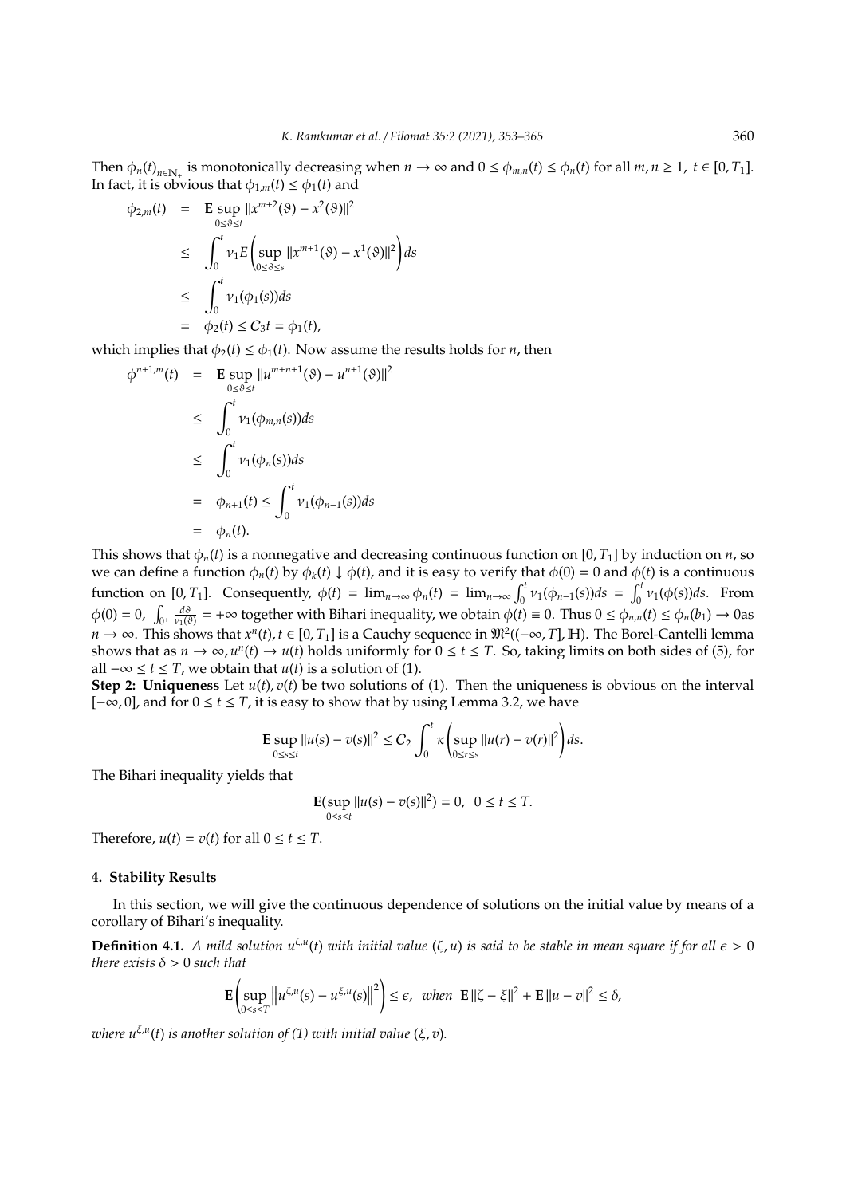Then $\phi_n(t)_{n\in\mathbb{N}_+}$ is monotonically decreasing when $n \to \infty$ and $0 \le \phi_{m,n}(t) \le \phi_n(t)$ for all $m, n \ge 1,\ t \in [0, T_1]$. In fact, it is obvious that $\phi_{1,m}(t) \le \phi_1(t)$ and

$$
\begin{aligned}
\phi_{2,m}(t) &= \mathbf{E} \sup_{0\le\vartheta\le t} \|x^{m+2}(\vartheta) - x^2(\vartheta)\|^2 \\
&\le \int_0^t \nu_1 E\left( \sup_{0\le\vartheta\le s} \|x^{m+1}(\vartheta) - x^1(\vartheta)\|^2 \right) ds \\
&\le \int_0^t \nu_1(\phi_1(s)) ds \\
&= \phi_2(t) \le C_3 t = \phi_1(t),
\end{aligned}
$$

which implies that $\phi_2(t) \le \phi_1(t)$. Now assume the results holds for $n$, then

$$
\begin{aligned}
\phi^{n+1,m}(t) &= \mathbf{E} \sup_{0\le\vartheta\le t} \|u^{m+n+1}(\vartheta) - u^{n+1}(\vartheta)\|^2 \\
&\le \int_0^t \nu_1(\phi_{m,n}(s)) ds \\
&\le \int_0^t \nu_1(\phi_n(s)) ds \\
&= \phi_{n+1}(t) \le \int_0^t \nu_1(\phi_{n-1}(s)) ds \\
&= \phi_n(t).
\end{aligned}
$$

This shows that $\phi_n(t)$ is a nonnegative and decreasing continuous function on $[0, T_1]$ by induction on $n$, so we can define a function $\phi_n(t)$ by $\phi_k(t) \downarrow \phi(t)$, and it is easy to verify that $\phi(0) = 0$ and $\phi(t)$ is a continuous function on $[0, T_1]$. Consequently, $\phi(t) = \lim_{n\to\infty} \phi_n(t) = \lim_{n\to\infty} \int_0^t \nu_1(\phi_{n-1}(s)) ds = \int_0^t \nu_1(\phi(s)) ds$. From $\phi(0) = 0$, $\int_{0^+} \frac{d\vartheta}{\nu_1(\vartheta)} = +\infty$ together with Bihari inequality, we obtain $\phi(t) \equiv 0$. Thus $0 \le \phi_{n,n}(t) \le \phi_n(b_1) \to 0$as $n \to \infty$. This shows that $x^n(t), t \in [0, T_1]$ is a Cauchy sequence in $\mathfrak{M}^2((-\infty, T], \mathbb{H})$. The Borel-Cantelli lemma shows that as $n \to \infty, u^n(t) \to u(t)$ holds uniformly for $0 \le t \le T$. So, taking limits on both sides of (5), for all $-\infty \le t \le T$, we obtain that $u(t)$ is a solution of (1).

**Step 2: Uniqueness** Let $u(t), v(t)$ be two solutions of (1). Then the uniqueness is obvious on the interval $[-\infty, 0]$, and for $0 \le t \le T$, it is easy to show that by using Lemma 3.2, we have

$$
\mathbf{E} \sup_{0\le s\le t} \|u(s) - v(s)\|^2 \le C_2 \int_0^t \kappa\left( \sup_{0\le r\le s} \|u(r) - v(r)\|^2 \right) ds.
$$

The Bihari inequality yields that

$$
\mathbf{E}(\sup_{0\le s\le t} \|u(s) - v(s)\|^2) = 0, \ \ 0 \le t \le T.
$$

Therefore, $u(t) = v(t)$ for all $0 \le t \le T$.

## 4. Stability Results

In this section, we will give the continuous dependence of solutions on the initial value by means of a corollary of Bihari's inequality.

**Definition 4.1.** *A mild solution $u^{\zeta,u}(t)$ with initial value $(\zeta, u)$ is said to be stable in mean square if for all $\epsilon > 0$ there exists $\delta > 0$ such that*

$$
\mathbf{E}\left( \sup_{0\le s\le T} \left\| u^{\zeta,u}(s) - u^{\xi,u}(s) \right\|^2 \right) \le \epsilon, \ \ \text{when} \ \ \mathbf{E}\|\zeta - \xi\|^2 + \mathbf{E}\|u - v\|^2 \le \delta,
$$

*where $u^{\xi,u}(t)$ is another solution of (1) with initial value $(\xi, v)$.*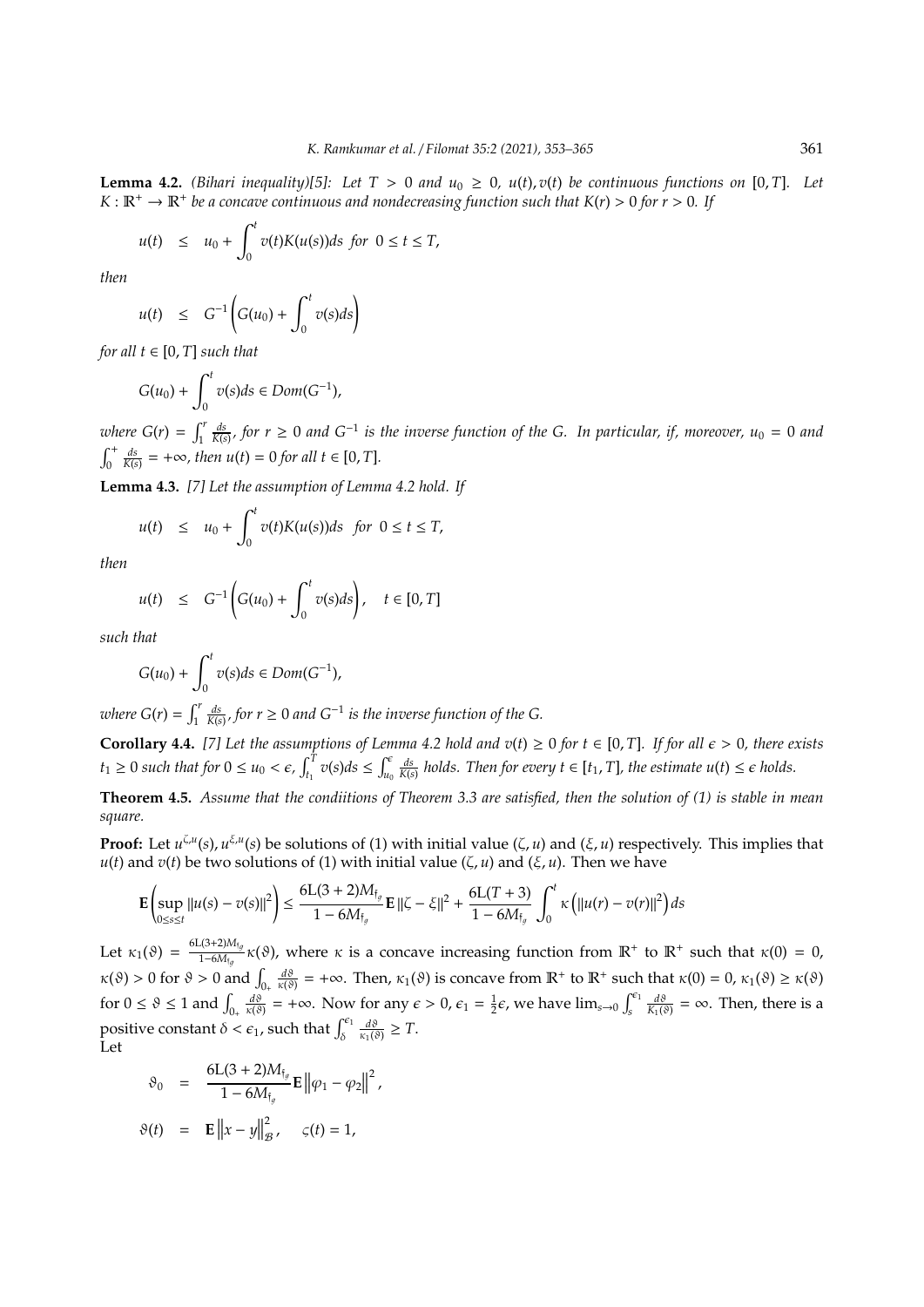**Lemma 4.2.** *(Bihari inequality)[5]: Let $T > 0$ and $u_0 \geq 0$, $u(t), v(t)$ be continuous functions on $[0, T]$. Let $K : \mathbb{R}^+ \to \mathbb{R}^+$ be a concave continuous and nondecreasing function such that $K(r) > 0$ for $r > 0$. If*

$$u(t) \quad \leq \quad u_0 + \int_0^t v(t) K(u(s)) ds \ \ for \ \ 0 \leq t \leq T,$$

*then*

$$u(t) \quad \leq \quad G^{-1}\left( G(u_0) + \int_0^t v(s) ds \right)$$

*for all $t \in [0, T]$ such that*

$$G(u_0) + \int_0^t v(s) ds \in Dom(G^{-1}),$$

*where $G(r) = \int_1^r \frac{ds}{K(s)}$, for $r \geq 0$ and $G^{-1}$ is the inverse function of the $G$. In particular, if, moreover, $u_0 = 0$ and $\int_0^+ \frac{ds}{K(s)} = +\infty$, then $u(t) = 0$ for all $t \in [0, T]$.*

**Lemma 4.3.** *[7] Let the assumption of Lemma 4.2 hold. If*

$$u(t) \quad \leq \quad u_0 + \int_0^t v(t) K(u(s)) ds \quad for \ \ 0 \leq t \leq T,$$

*then*

$$u(t) \quad \leq \quad G^{-1}\left( G(u_0) + \int_0^t v(s) ds \right), \quad t \in [0, T]$$

*such that*

$$G(u_0) + \int_0^t v(s) ds \in Dom(G^{-1}),$$

*where $G(r) = \int_1^r \frac{ds}{K(s)}$, for $r \geq 0$ and $G^{-1}$ is the inverse function of the $G$.*

**Corollary 4.4.** *[7] Let the assumptions of Lemma 4.2 hold and $v(t) \geq 0$ for $t \in [0, T]$. If for all $\epsilon > 0$, there exists $t_1 \geq 0$ such that for $0 \leq u_0 < \epsilon$, $\int_{t_1}^T v(s) ds \leq \int_{u_0}^{\epsilon} \frac{ds}{K(s)}$ holds. Then for every $t \in [t_1, T]$, the estimate $u(t) \leq \epsilon$ holds.*

**Theorem 4.5.** *Assume that the condiitions of Theorem 3.3 are satisfied, then the solution of (1) is stable in mean square.*

**Proof:** Let $u^{\zeta,u}(s), u^{\xi,u}(s)$ be solutions of (1) with initial value $(\zeta, u)$ and $(\xi, u)$ respectively. This implies that $u(t)$ and $v(t)$ be two solutions of (1) with initial value $(\zeta, u)$ and $(\xi, u)$. Then we have

$$\mathbf{E}\left( \sup_{0 \leq s \leq t} \|u(s) - v(s)\|^2 \right) \leq \frac{6L(3+2)M_{\mathfrak{f}_g}}{1 - 6M_{\mathfrak{f}_g}} \mathbf{E} \|\zeta - \xi\|^2 + \frac{6L(T+3)}{1 - 6M_{\mathfrak{f}_g}} \int_0^t \kappa\left( \|u(r) - v(r)\|^2 \right) ds$$

Let $\kappa_1(\vartheta) = \frac{6L(3+2)M_{\mathfrak{f}_g}}{1-6M_{\mathfrak{f}_g}} \kappa(\vartheta)$, where $\kappa$ is a concave increasing function from $\mathbb{R}^+$ to $\mathbb{R}^+$ such that $\kappa(0) = 0$, $\kappa(\vartheta) > 0$ for $\vartheta > 0$ and $\int_{0_+} \frac{d\vartheta}{\kappa(\vartheta)} = +\infty$. Then, $\kappa_1(\vartheta)$ is concave from $\mathbb{R}^+$ to $\mathbb{R}^+$ such that $\kappa(0) = 0$, $\kappa_1(\vartheta) \geq \kappa(\vartheta)$ for $0 \leq \vartheta \leq 1$ and $\int_{0_+} \frac{d\vartheta}{\kappa(\vartheta)} = +\infty$. Now for any $\epsilon > 0$, $\epsilon_1 = \frac{1}{2}\epsilon$, we have $\lim_{s \to 0} \int_s^{\epsilon_1} \frac{d\vartheta}{K_1(\vartheta)} = \infty$. Then, there is a positive constant $\delta < \epsilon_1$, such that $\int_{\delta}^{\epsilon_1} \frac{d\vartheta}{\kappa_1(\vartheta)} \geq T$.
Let

$$\vartheta_0 \quad = \quad \frac{6L(3+2)M_{\mathfrak{f}_g}}{1 - 6M_{\mathfrak{f}_g}} \mathbf{E} \left\| \varphi_1 - \varphi_2 \right\|^2,$$

$$\vartheta(t) \quad = \quad \mathbf{E} \left\| x - y \right\|_{\mathcal{B}}^2, \quad \varsigma(t) = 1,$$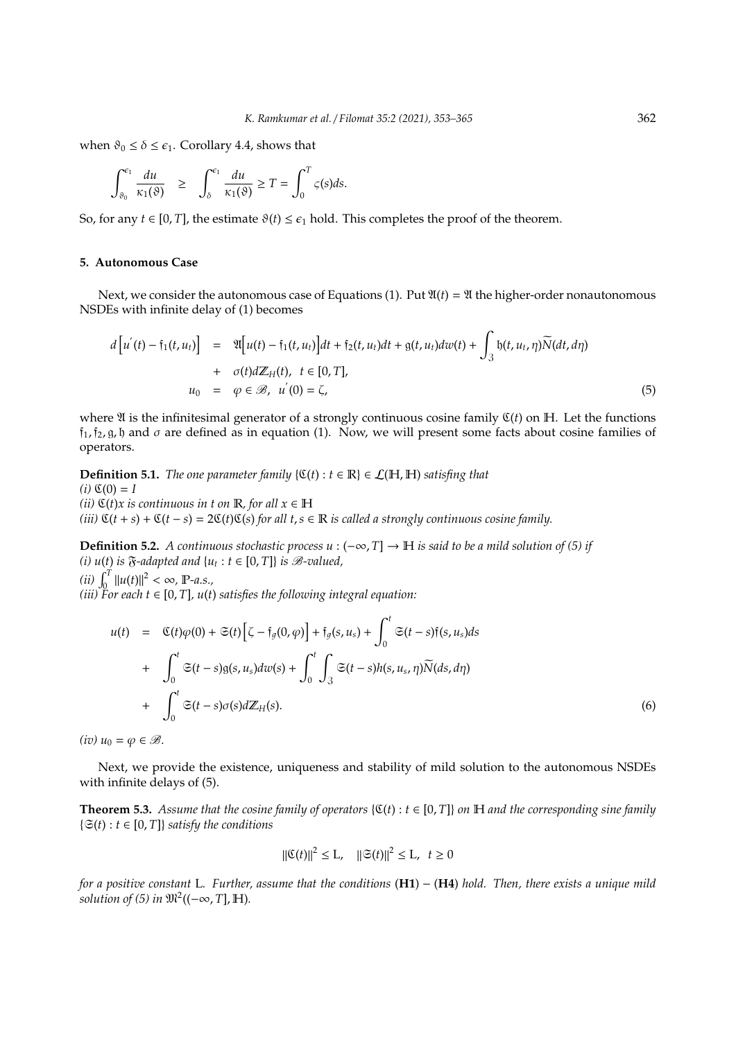when $\vartheta_0 \le \delta \le \epsilon_1$. Corollary 4.4, shows that

$$\int_{\vartheta_0}^{\epsilon_1} \frac{du}{\kappa_1(\vartheta)} \quad \ge \quad \int_{\delta}^{\epsilon_1} \frac{du}{\kappa_1(\vartheta)} \ge T = \int_0^T \varsigma(s)ds.$$

So, for any $t \in [0,T]$, the estimate $\vartheta(t) \le \epsilon_1$ hold. This completes the proof of the theorem.

## 5. Autonomous Case

Next, we consider the autonomous case of Equations (1). Put $\mathfrak{A}(t) = \mathfrak{A}$ the higher-order nonautonomous NSDEs with infinite delay of (1) becomes

$$\begin{aligned}
d\Big[u^{'}(t) - \mathfrak{f}_1(t,u_t)\Big] &= \mathfrak{A}\Big[u(t) - \mathfrak{f}_1(t,u_t)\Big]dt + \mathfrak{f}_2(t,u_t)dt + \mathfrak{g}(t,u_t)dw(t) + \int_{\mathfrak{Z}} \mathfrak{h}(t,u_t,\eta)\widetilde{N}(dt,d\eta) \\
&+ \sigma(t)d\mathbb{Z}_H(t), \;\; t \in [0,T], \\
u_0 &= \varphi \in \mathscr{B}, \;\; u^{'}(0) = \zeta, \qquad (5)
\end{aligned}$$

where $\mathfrak{A}$ is the infinitesimal generator of a strongly continuous cosine family $\mathfrak{C}(t)$ on $\mathbb{H}$. Let the functions $\mathfrak{f}_1, \mathfrak{f}_2, \mathfrak{g}, \mathfrak{h}$ and $\sigma$ are defined as in equation (1). Now, we will present some facts about cosine families of operators.

**Definition 5.1.** *The one parameter family $\{\mathfrak{C}(t) : t \in \mathbb{R}\} \in \mathcal{L}(\mathbb{H},\mathbb{H})$ satisfing that*
*(i) $\mathfrak{C}(0) = I$*
*(ii) $\mathfrak{C}(t)x$ is continuous in $t$ on $\mathbb{R}$, for all $x \in \mathbb{H}$*
*(iii) $\mathfrak{C}(t+s) + \mathfrak{C}(t-s) = 2\mathfrak{C}(t)\mathfrak{C}(s)$ for all $t,s \in \mathbb{R}$ is called a strongly continuous cosine family.*

**Definition 5.2.** *A continuous stochastic process $u : (-\infty, T] \to \mathbb{H}$ is said to be a mild solution of (5) if*
*(i) $u(t)$ is $\mathfrak{F}$-adapted and $\{u_t : t \in [0,T]\}$ is $\mathscr{B}$-valued,*
*(ii) $\int_0^T \|u(t)\|^2 < \infty$, $\mathbb{P}$-a.s.,*
*(iii) For each $t \in [0,T]$, $u(t)$ satisfies the following integral equation:*

$$\begin{aligned}
u(t) &= \mathfrak{C}(t)\varphi(0) + \mathfrak{S}(t)\Big[\zeta - \mathfrak{f}_g(0,\varphi)\Big] + \mathfrak{f}_g(s,u_s) + \int_0^t \mathfrak{S}(t-s)\mathfrak{f}(s,u_s)ds \\
&+ \int_0^t \mathfrak{S}(t-s)\mathfrak{g}(s,u_s)dw(s) + \int_0^t \int_{\mathfrak{Z}} \mathfrak{S}(t-s)h(s,u_s,\eta)\widetilde{N}(ds,d\eta) \\
&+ \int_0^t \mathfrak{S}(t-s)\sigma(s)d\mathbb{Z}_H(s). \qquad (6)
\end{aligned}$$

*(iv) $u_0 = \varphi \in \mathscr{B}$.*

Next, we provide the existence, uniqueness and stability of mild solution to the autonomous NSDEs with infinite delays of (5).

**Theorem 5.3.** *Assume that the cosine family of operators $\{\mathfrak{C}(t) : t \in [0,T]\}$ on $\mathbb{H}$ and the corresponding sine family $\{\mathfrak{S}(t) : t \in [0,T]\}$ satisfy the conditions*

$$\|\mathfrak{C}(t)\|^2 \le \mathrm{L}, \quad \|\mathfrak{S}(t)\|^2 \le \mathrm{L}, \;\; t \ge 0$$

*for a positive constant L. Further, assume that the conditions* (**H1**) $-$ (**H4**) *hold. Then, there exists a unique mild solution of (5) in $\mathfrak{M}^2((-\infty,T],\mathbb{H})$.*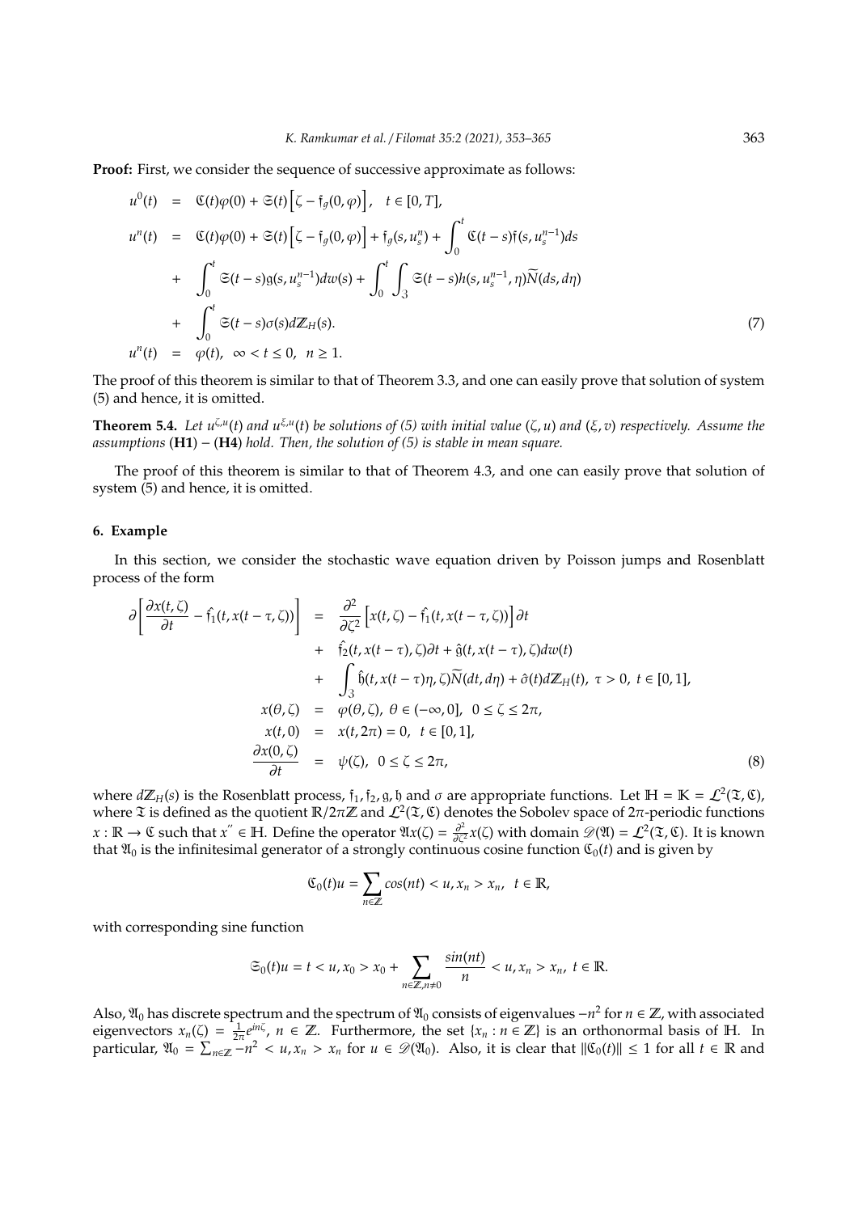**Proof:** First, we consider the sequence of successive approximate as follows:

$$
\begin{aligned}
u^0(t) &= \mathfrak{C}(t)\varphi(0) + \mathfrak{S}(t)\Big[\zeta - \mathfrak{f}_g(0,\varphi)\Big], \quad t \in [0,T], \\
u^n(t) &= \mathfrak{C}(t)\varphi(0) + \mathfrak{S}(t)\Big[\zeta - \mathfrak{f}_g(0,\varphi)\Big] + \mathfrak{f}_g(s, u_s^n) + \int_0^t \mathfrak{C}(t-s)\mathfrak{f}(s, u_s^{n-1})ds \\
&+ \int_0^t \mathfrak{S}(t-s)\mathfrak{g}(s, u_s^{n-1})dw(s) + \int_0^t \int_{\mathfrak{Z}} \mathfrak{S}(t-s)h(s, u_s^{n-1}, \eta)\widetilde{N}(ds, d\eta) \\
&+ \int_0^t \mathfrak{S}(t-s)\sigma(s)d\mathbb{Z}_H(s). \\
u^n(t) &= \varphi(t), \quad \infty < t \le 0, \quad n \ge 1.
\end{aligned} \tag{7}
$$

The proof of this theorem is similar to that of Theorem 3.3, and one can easily prove that solution of system (5) and hence, it is omitted.

**Theorem 5.4.** *Let $u^{\zeta,u}(t)$ and $u^{\xi,u}(t)$ be solutions of (5) with initial value $(\zeta, u)$ and $(\xi, v)$ respectively. Assume the assumptions* (**H1**) − (**H4**) *hold. Then, the solution of (5) is stable in mean square.*

The proof of this theorem is similar to that of Theorem 4.3, and one can easily prove that solution of system (5) and hence, it is omitted.

## 6. Example

In this section, we consider the stochastic wave equation driven by Poisson jumps and Rosenblatt process of the form

$$
\begin{aligned}
\partial\left[\frac{\partial x(t,\zeta)}{\partial t} - \hat{\mathfrak{f}}_1(t, x(t-\tau,\zeta))\right] &= \frac{\partial^2}{\partial \zeta^2}\Big[x(t,\zeta) - \hat{\mathfrak{f}}_1(t, x(t-\tau,\zeta))\Big]\partial t \\
&+ \hat{\mathfrak{f}}_2(t, x(t-\tau), \zeta)\partial t + \hat{\mathfrak{g}}(t, x(t-\tau), \zeta)dw(t) \\
&+ \int_{\mathfrak{Z}} \hat{\mathfrak{h}}(t, x(t-\tau)\eta, \zeta)\widetilde{N}(dt, d\eta) + \hat{\sigma}(t)d\mathbb{Z}_H(t), \ \tau > 0, \ t \in [0,1], \\
x(\theta, \zeta) &= \varphi(\theta, \zeta), \ \theta \in (-\infty, 0], \ 0 \le \zeta \le 2\pi, \\
x(t, 0) &= x(t, 2\pi) = 0, \ t \in [0,1], \\
\frac{\partial x(0,\zeta)}{\partial t} &= \psi(\zeta), \ 0 \le \zeta \le 2\pi,
\end{aligned} \tag{8}
$$

where $d\mathbb{Z}_H(s)$ is the Rosenblatt process, $\mathfrak{f}_1, \mathfrak{f}_2, \mathfrak{g}, \mathfrak{h}$ and $\sigma$ are appropriate functions. Let $\mathbb{H} = \mathbb{K} = \mathcal{L}^2(\mathfrak{T}, \mathfrak{C})$, where $\mathfrak{T}$ is defined as the quotient $\mathbb{R}/2\pi\mathbb{Z}$ and $\mathcal{L}^2(\mathfrak{T}, \mathfrak{C})$ denotes the Sobolev space of $2\pi$-periodic functions $x : \mathbb{R} \to \mathfrak{C}$ such that $x'' \in \mathbb{H}$. Define the operator $\mathfrak{A}x(\zeta) = \frac{\partial^2}{\partial \zeta^2}x(\zeta)$ with domain $\mathscr{D}(\mathfrak{A}) = \mathcal{L}^2(\mathfrak{T}, \mathfrak{C})$. It is known that $\mathfrak{A}_0$ is the infinitesimal generator of a strongly continuous cosine function $\mathfrak{C}_0(t)$ and is given by

$$
\mathfrak{C}_0(t)u = \sum_{n \in \mathbb{Z}} cos(nt) < u, x_n > x_n, \ \ t \in \mathbb{R},
$$

with corresponding sine function

$$
\mathfrak{S}_0(t)u = t < u, x_0 > x_0 + \sum_{n \in \mathbb{Z}, n \neq 0} \frac{sin(nt)}{n} < u, x_n > x_n, \ t \in \mathbb{R}.
$$

Also, $\mathfrak{A}_0$ has discrete spectrum and the spectrum of $\mathfrak{A}_0$ consists of eigenvalues $-n^2$ for $n \in \mathbb{Z}$, with associated eigenvectors $x_n(\zeta) = \frac{1}{2\pi}e^{in\zeta}$, $n \in \mathbb{Z}$. Furthermore, the set $\{x_n : n \in \mathbb{Z}\}$ is an orthonormal basis of $\mathbb{H}$. In particular, $\mathfrak{A}_0 = \sum_{n \in \mathbb{Z}} -n^2 < u, x_n > x_n$ for $u \in \mathscr{D}(\mathfrak{A}_0)$. Also, it is clear that $\|\mathfrak{C}_0(t)\| \le 1$ for all $t \in \mathbb{R}$ and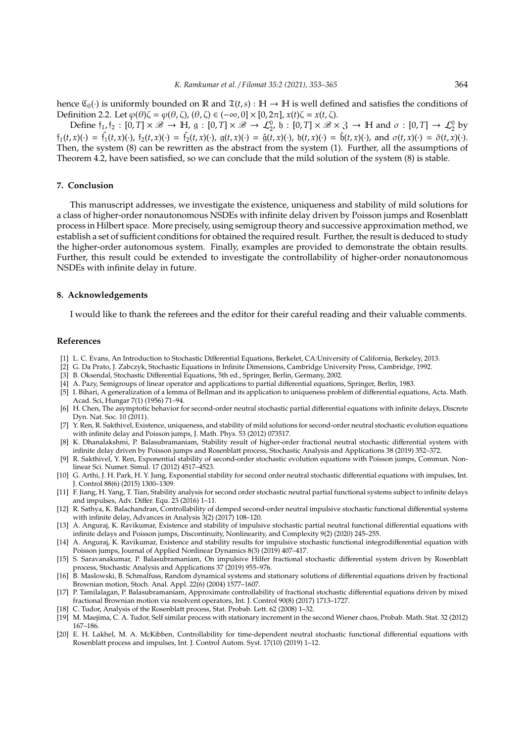hence $\mathfrak{C}_0(\cdot)$ is uniformly bounded on $\mathbb{R}$ and $\mathfrak{T}(t,s):\mathbb{H}\to\mathbb{H}$ is well defined and satisfies the conditions of Definition 2.2. Let $\varphi(\theta)\zeta = \varphi(\theta,\zeta)$, $(\theta,\zeta)\in(-\infty,0]\times[0,2\pi]$, $x(t)\zeta = x(t,\zeta)$.

Define $\mathfrak{f}_1,\mathfrak{f}_2:[0,T]\times\mathscr{B}\to\mathbb{H}$, $\mathfrak{g}:[0,T]\times\mathscr{B}\to\mathcal{L}_2^0$, $\mathfrak{h}:[0,T]\times\mathscr{B}\times\mathfrak{Z}\to\mathbb{H}$ and $\sigma:[0,T]\to\mathcal{L}_2^0$ by $\mathfrak{f}_1(t,x)(\cdot)=\hat{\mathfrak{f}_1}(t,x)(\cdot)$, $\mathfrak{f}_2(t,x)(\cdot)=\hat{\mathfrak{f}_2}(t,x)(\cdot)$, $\mathfrak{g}(t,x)(\cdot)=\hat{\mathfrak{g}}(t,x)(\cdot)$, $\mathfrak{h}(t,x)(\cdot)=\hat{\mathfrak{h}}(t,x)(\cdot)$, and $\sigma(t,x)(\cdot)=\hat{\sigma}(t,x)(\cdot)$. Then, the system (8) can be rewritten as the abstract from the system (1). Further, all the assumptions of Theorem 4.2, have been satisfied, so we can conclude that the mild solution of the system (8) is stable.

## 7. Conclusion

This manuscript addresses, we investigate the existence, uniqueness and stability of mild solutions for a class of higher-order nonautonomous NSDEs with infinite delay driven by Poisson jumps and Rosenblatt process in Hilbert space. More precisely, using semigroup theory and successive approximation method, we establish a set of sufficient conditions for obtained the required result. Further, the result is deduced to study the higher-order autonomous system. Finally, examples are provided to demonstrate the obtain results. Further, this result could be extended to investigate the controllability of higher-order nonautonomous NSDEs with infinite delay in future.

## 8. Acknowledgements

I would like to thank the referees and the editor for their careful reading and their valuable comments.

## References

- [1] L. C. Evans, An Introduction to Stochastic Differential Equations, Berkelet, CA:University of California, Berkeley, 2013.
- [2] G. Da Prato, J. Zabczyk, Stochastic Equations in Infinite Dimensions, Cambridge University Press, Cambridge, 1992.
- [3] B. Oksendal, Stochastic Differential Equations, 5th ed., Springer, Berlin, Germany, 2002.
- [4] A. Pazy, Semigroups of linear operator and applications to partial differential equations, Springer, Berlin, 1983.
- [5] I. Bihari, A generalization of a lemma of Bellman and its application to uniqueness problem of differential equations, Acta. Math. Acad. Sci, Hungar 7(1) (1956) 71–94.
- [6] H. Chen, The asymptotic behavior for second-order neutral stochastic partial differential equations with infinite delays, Discrete Dyn. Nat. Soc. 10 (2011).
- [7] Y. Ren, R. Sakthivel, Existence, uniqueness, and stability of mild solutions for second-order neutral stochastic evolution equations with infinite delay and Poisson jumps, J. Math. Phys. 53 (2012) 073517.
- [8] K. Dhanalakshmi, P. Balasubramaniam, Stability result of higher-order fractional neutral stochastic differential system with infinite delay driven by Poisson jumps and Rosenblatt process, Stochastic Analysis and Applications 38 (2019) 352–372.
- [9] R. Sakthivel, Y. Ren, Exponential stability of second-order stochastic evolution equations with Poisson jumps, Commun. Nonlinear Sci. Numer. Simul. 17 (2012) 4517–4523.
- [10] G. Arthi, J. H. Park, H. Y. Jung, Exponential stability for second order neutral stochastic differential equations with impulses, Int. J. Control 88(6) (2015) 1300–1309.
- [11] F. Jiang, H. Yang, T. Tian, Stability analysis for second order stochastic neutral partial functional systems subject to infinite delays and impulses, Adv. Differ. Equ. 23 (2016) 1–11.
- [12] R. Sathya, K. Balachandran, Controllability of demped second-order neutral impulsive stochastic functional differential systems with infinite delay, Advances in Analysis 3(2) (2017) 108–120.
- [13] A. Anguraj, K. Ravikumar, Existence and stability of impulsive stochastic partial neutral functional differential equations with infinite delays and Poisson jumps, Discontinuity, Nonlinearity, and Complexity 9(2) (2020) 245–255.
- [14] A. Anguraj, K. Ravikumar, Existence and stability results for impulsive stochastic functional integrodifferential equation with Poisson jumps, Journal of Applied Nonlinear Dynamics 8(3) (2019) 407–417.
- [15] S. Saravanakumar, P. Balasubramaniam, On impulsive Hilfer fractional stochastic differential system driven by Rosenblatt process, Stochastic Analysis and Applications 37 (2019) 955–976.
- [16] B. Maslowski, B. Schmalfuss, Random dynamical systems and stationary solutions of differential equations driven by fractional Brownian motion, Stoch. Anal. Appl. 22(6) (2004) 1577–1607.
- [17] P. Tamilalagan, P. Balasubramaniam, Approximate controllability of fractional stochastic differential equations driven by mixed fractional Brownian motion via resolvent operators, Int. J. Control 90(8) (2017) 1713–1727.
- [18] C. Tudor, Analysis of the Rosenblatt process, Stat. Probab. Lett. 62 (2008) 1–32.
- [19] M. Maejima, C. A. Tudor, Self similar process with stationary increment in the second Wiener chaos, Probab. Math. Stat. 32 (2012) 167–186.
- [20] E. H. Lakhel, M. A. McKibben, Controllability for time-dependent neutral stochastic functional differential equations with Rosenblatt process and impulses, Int. J. Control Autom. Syst. 17(10) (2019) 1–12.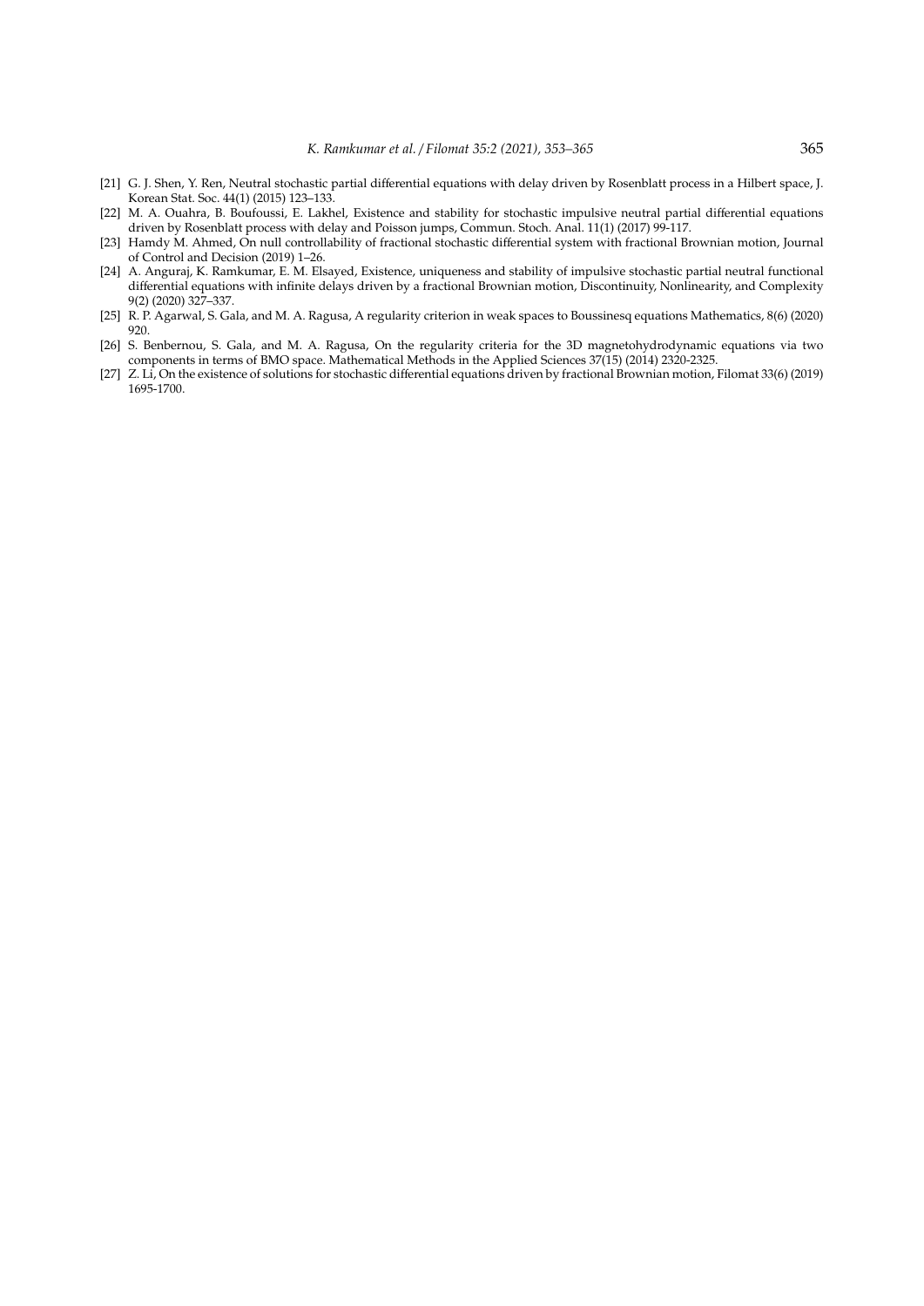[21] G. J. Shen, Y. Ren, Neutral stochastic partial differential equations with delay driven by Rosenblatt process in a Hilbert space, J. Korean Stat. Soc. 44(1) (2015) 123–133.

[22] M. A. Ouahra, B. Boufoussi, E. Lakhel, Existence and stability for stochastic impulsive neutral partial differential equations driven by Rosenblatt process with delay and Poisson jumps, Commun. Stoch. Anal. 11(1) (2017) 99-117.

[23] Hamdy M. Ahmed, On null controllability of fractional stochastic differential system with fractional Brownian motion, Journal of Control and Decision (2019) 1–26.

[24] A. Anguraj, K. Ramkumar, E. M. Elsayed, Existence, uniqueness and stability of impulsive stochastic partial neutral functional differential equations with infinite delays driven by a fractional Brownian motion, Discontinuity, Nonlinearity, and Complexity 9(2) (2020) 327–337.

[25] R. P. Agarwal, S. Gala, and M. A. Ragusa, A regularity criterion in weak spaces to Boussinesq equations Mathematics, 8(6) (2020) 920.

[26] S. Benbernou, S. Gala, and M. A. Ragusa, On the regularity criteria for the 3D magnetohydrodynamic equations via two components in terms of BMO space. Mathematical Methods in the Applied Sciences 37(15) (2014) 2320-2325.

[27] Z. Li, On the existence of solutions for stochastic differential equations driven by fractional Brownian motion, Filomat 33(6) (2019) 1695-1700.